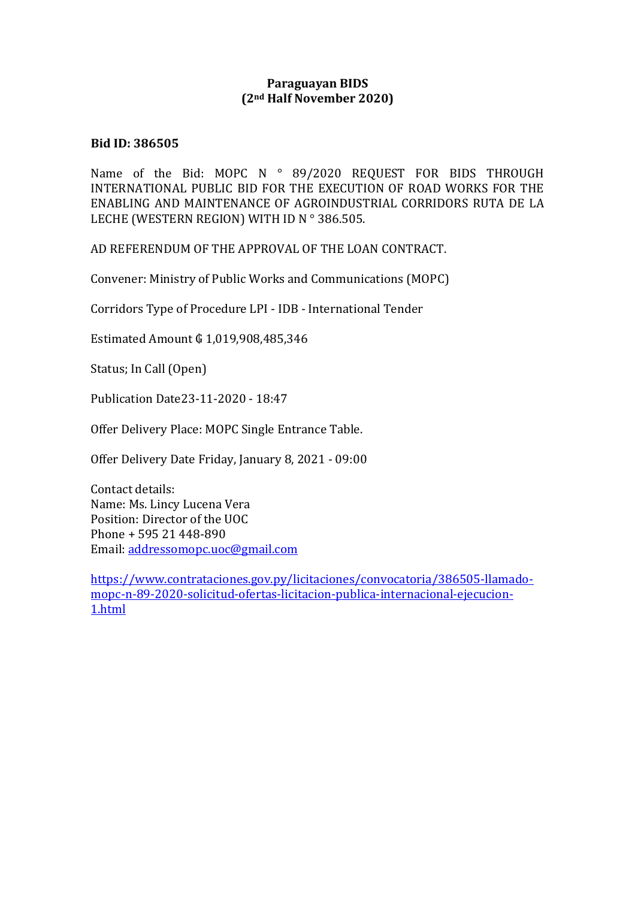**Paraguayan BIDS**
**(2nd Half November 2020)**

**Bid ID: 386505**

Name of the Bid: MOPC N ° 89/2020 REQUEST FOR BIDS THROUGH INTERNATIONAL PUBLIC BID FOR THE EXECUTION OF ROAD WORKS FOR THE ENABLING AND MAINTENANCE OF AGROINDUSTRIAL CORRIDORS RUTA DE LA LECHE (WESTERN REGION) WITH ID N ° 386.505.

AD REFERENDUM OF THE APPROVAL OF THE LOAN CONTRACT.

Convener: Ministry of Public Works and Communications (MOPC)

Corridors Type of Procedure LPI - IDB - International Tender

Estimated Amount ₲ 1,019,908,485,346

Status; In Call (Open)

Publication Date23-11-2020 - 18:47

Offer Delivery Place: MOPC Single Entrance Table.

Offer Delivery Date Friday, January 8, 2021 - 09:00

Contact details:
Name: Ms. Lincy Lucena Vera
Position: Director of the UOC
Phone + 595 21 448-890
Email: addressomopc.uoc@gmail.com

https://www.contrataciones.gov.py/licitaciones/convocatoria/386505-llamado-mopc-n-89-2020-solicitud-ofertas-licitacion-publica-internacional-ejecucion-1.html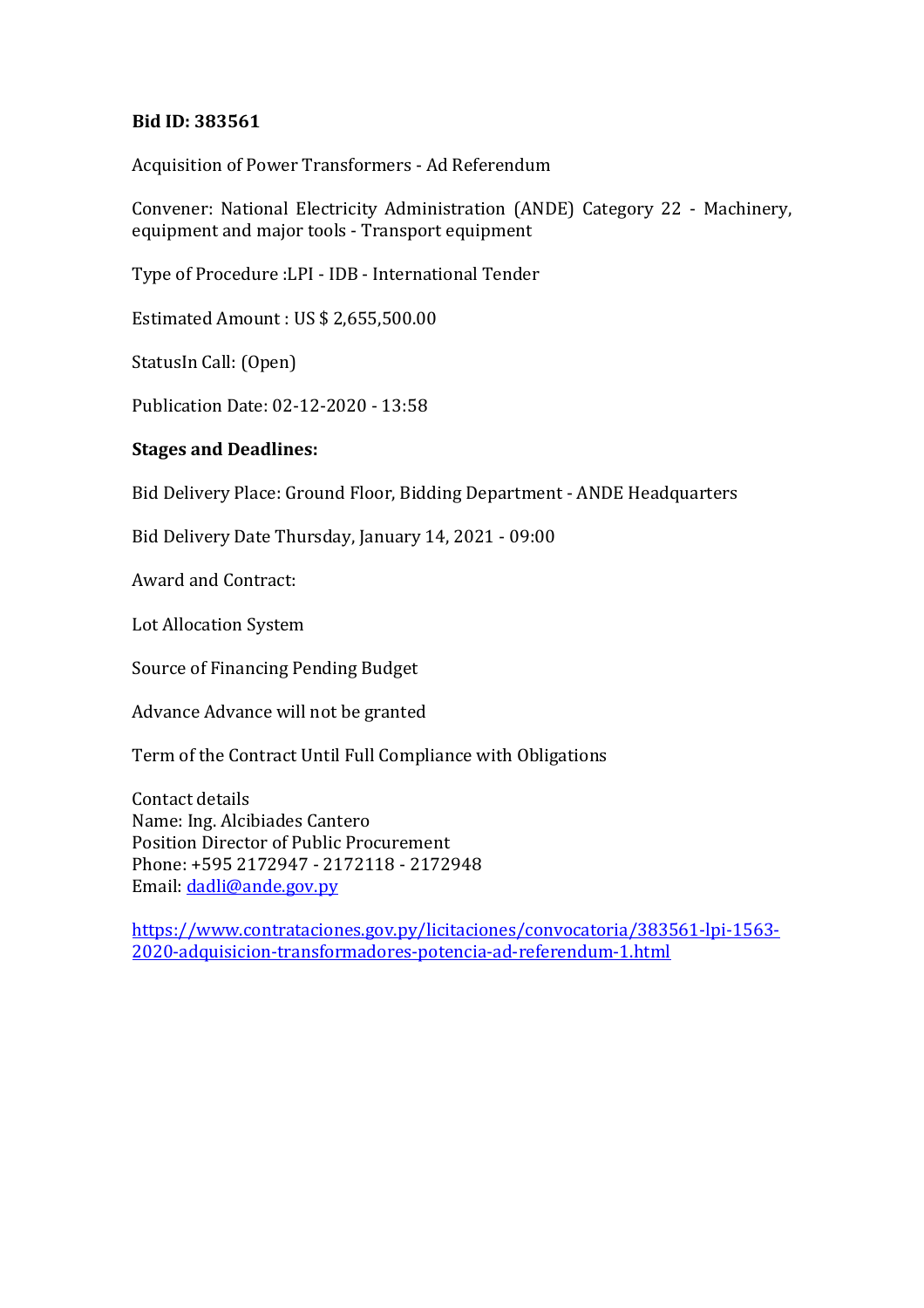**Bid ID: 383561**

Acquisition of Power Transformers - Ad Referendum

Convener: National Electricity Administration (ANDE) Category 22 - Machinery, equipment and major tools - Transport equipment

Type of Procedure :LPI - IDB - International Tender

Estimated Amount : US $ 2,655,500.00

StatusIn Call: (Open)

Publication Date: 02-12-2020 - 13:58

**Stages and Deadlines:**

Bid Delivery Place: Ground Floor, Bidding Department - ANDE Headquarters

Bid Delivery Date Thursday, January 14, 2021 - 09:00

Award and Contract:

Lot Allocation System

Source of Financing Pending Budget

Advance Advance will not be granted

Term of the Contract Until Full Compliance with Obligations

Contact details
Name: Ing. Alcibiades Cantero
Position Director of Public Procurement
Phone: +595 2172947 - 2172118 - 2172948
Email: dadli@ande.gov.py

https://www.contrataciones.gov.py/licitaciones/convocatoria/383561-lpi-1563-2020-adquisicion-transformadores-potencia-ad-referendum-1.html